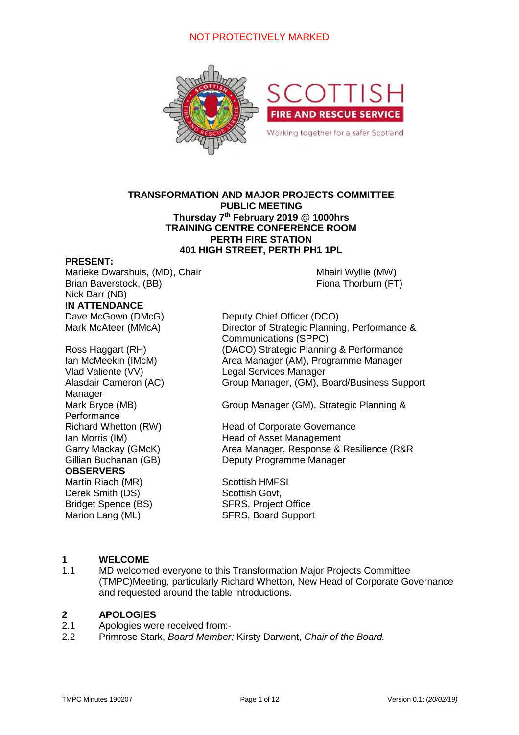NOT PROTECTIVELY MARKED

**TRANSFORMATION AND MAJOR PROJECTS COMMITTEE**
**PUBLIC MEETING**
**Thursday 7th February 2019 @ 1000hrs**
**TRAINING CENTRE CONFERENCE ROOM**
**PERTH FIRE STATION**
**401 HIGH STREET, PERTH PH1 1PL**

**PRESENT:**

Marieke Dwarshuis, (MD), Chair
Brian Baverstock, (BB)
Nick Barr (NB)
Mhairi Wyllie (MW)
Fiona Thorburn (FT)

**IN ATTENDANCE**

| | |
|---|---|
| Dave McGown (DMcG) | Deputy Chief Officer (DCO) |
| Mark McAteer (MMcA) | Director of Strategic Planning, Performance & Communications (SPPC) |
| Ross Haggart (RH) | (DACO) Strategic Planning & Performance |
| Ian McMeekin (IMcM) | Area Manager (AM), Programme Manager |
| Vlad Valiente (VV) | Legal Services Manager |
| Alasdair Cameron (AC) | Group Manager, (GM), Board/Business Support Manager |
| Mark Bryce (MB) | Group Manager (GM), Strategic Planning & Performance |
| Richard Whetton (RW) | Head of Corporate Governance |
| Ian Morris (IM) | Head of Asset Management |
| Garry Mackay (GMcK) | Area Manager, Response & Resilience (R&R |
| Gillian Buchanan (GB) | Deputy Programme Manager |

**OBSERVERS**

| | |
|---|---|
| Martin Riach (MR) | Scottish HMFSI |
| Derek Smith (DS) | Scottish Govt, |
| Bridget Spence (BS) | SFRS, Project Office |
| Marion Lang (ML) | SFRS, Board Support |

## 1 WELCOME

1.1 MD welcomed everyone to this Transformation Major Projects Committee (TMPC)Meeting, particularly Richard Whetton, New Head of Corporate Governance and requested around the table introductions.

## 2 APOLOGIES

2.1 Apologies were received from:-

2.2 Primrose Stark, *Board Member;* Kirsty Darwent, *Chair of the Board.*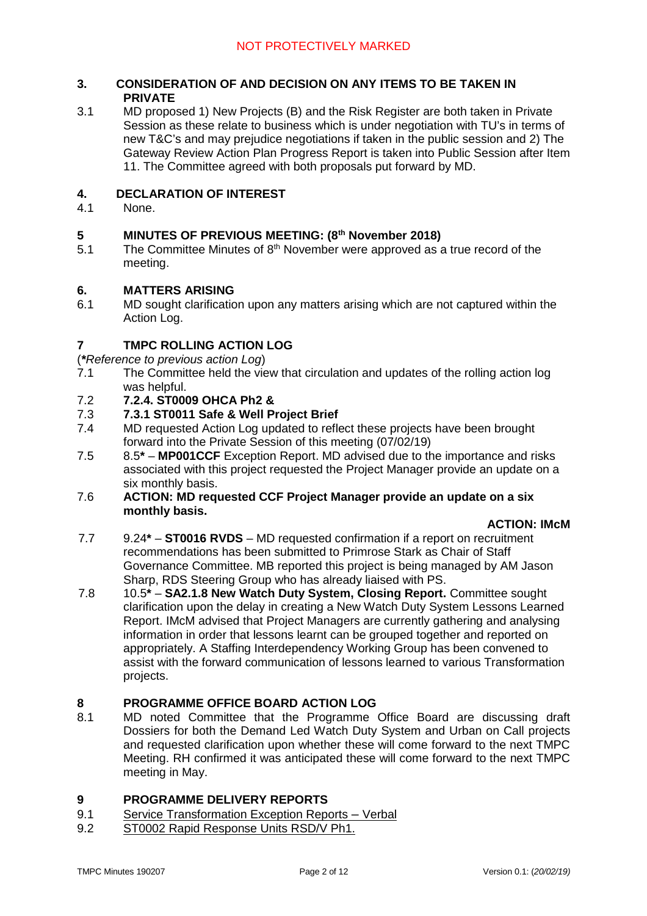## 3. CONSIDERATION OF AND DECISION ON ANY ITEMS TO BE TAKEN IN PRIVATE

3.1 MD proposed 1) New Projects (B) and the Risk Register are both taken in Private Session as these relate to business which is under negotiation with TU's in terms of new T&C's and may prejudice negotiations if taken in the public session and 2) The Gateway Review Action Plan Progress Report is taken into Public Session after Item 11. The Committee agreed with both proposals put forward by MD.

## 4. DECLARATION OF INTEREST

4.1 None.

## 5 MINUTES OF PREVIOUS MEETING: (8th November 2018)

5.1 The Committee Minutes of 8th November were approved as a true record of the meeting.

## 6. MATTERS ARISING

6.1 MD sought clarification upon any matters arising which are not captured within the Action Log.

## 7 TMPC ROLLING ACTION LOG

(**\****Reference to previous action Log*)

7.1 The Committee held the view that circulation and updates of the rolling action log was helpful.

7.2 **7.2.4. ST0009 OHCA Ph2 &**

7.3 **7.3.1 ST0011 Safe & Well Project Brief**

7.4 MD requested Action Log updated to reflect these projects have been brought forward into the Private Session of this meeting (07/02/19)

7.5 8.5**\*** – **MP001CCF** Exception Report. MD advised due to the importance and risks associated with this project requested the Project Manager provide an update on a six monthly basis.

7.6 **ACTION: MD requested CCF Project Manager provide an update on a six monthly basis.**

**ACTION: IMcM**

7.7 9.24**\*** – **ST0016 RVDS** – MD requested confirmation if a report on recruitment recommendations has been submitted to Primrose Stark as Chair of Staff Governance Committee. MB reported this project is being managed by AM Jason Sharp, RDS Steering Group who has already liaised with PS.

7.8 10.5**\*** – **SA2.1.8 New Watch Duty System, Closing Report.** Committee sought clarification upon the delay in creating a New Watch Duty System Lessons Learned Report. IMcM advised that Project Managers are currently gathering and analysing information in order that lessons learnt can be grouped together and reported on appropriately. A Staffing Interdependency Working Group has been convened to assist with the forward communication of lessons learned to various Transformation projects.

## 8 PROGRAMME OFFICE BOARD ACTION LOG

8.1 MD noted Committee that the Programme Office Board are discussing draft Dossiers for both the Demand Led Watch Duty System and Urban on Call projects and requested clarification upon whether these will come forward to the next TMPC Meeting. RH confirmed it was anticipated these will come forward to the next TMPC meeting in May.

## 9 PROGRAMME DELIVERY REPORTS

9.1 Service Transformation Exception Reports – Verbal

9.2 ST0002 Rapid Response Units RSD/V Ph1.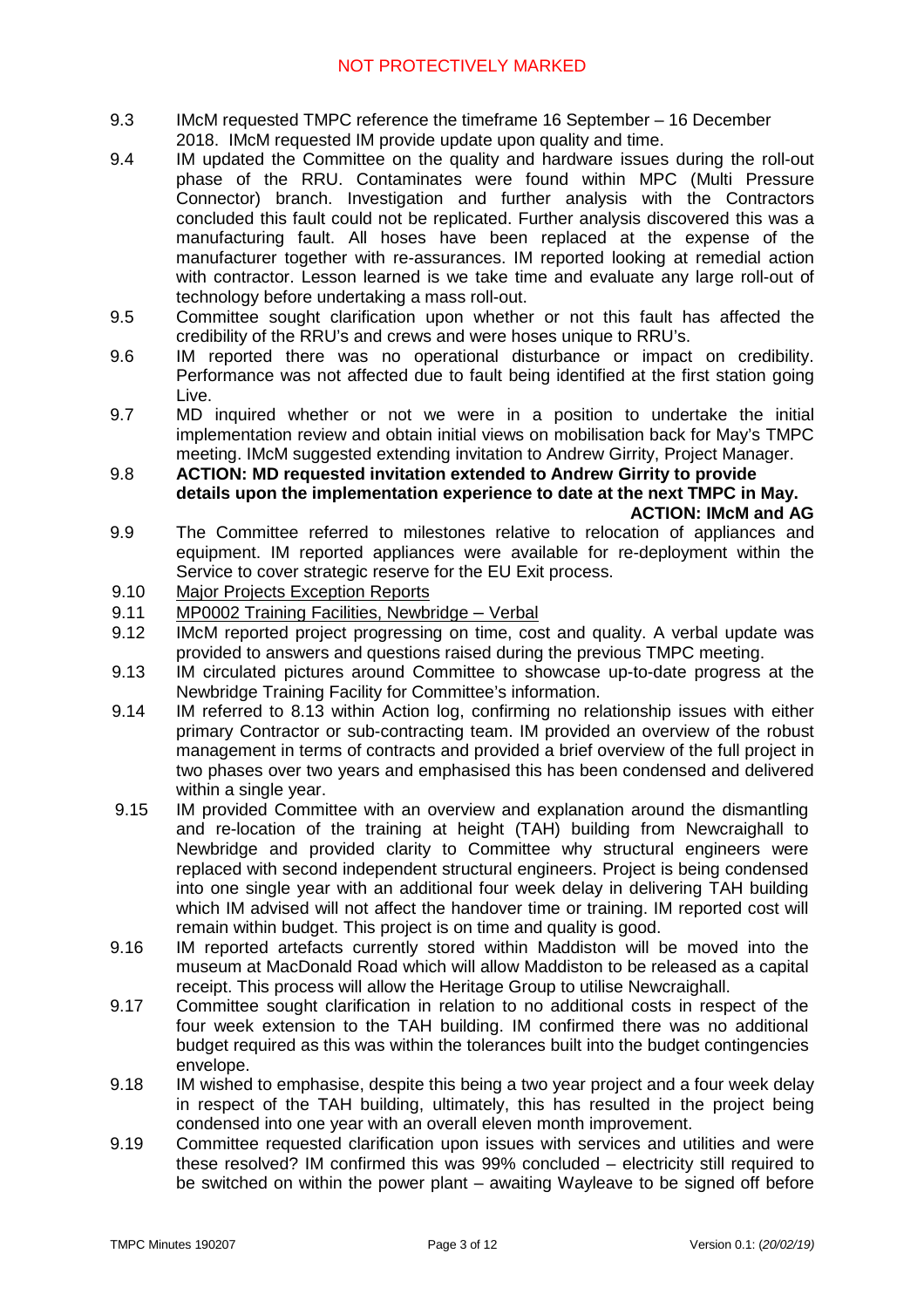9.3 IMcM requested TMPC reference the timeframe 16 September – 16 December 2018. IMcM requested IM provide update upon quality and time.

9.4 IM updated the Committee on the quality and hardware issues during the roll-out phase of the RRU. Contaminates were found within MPC (Multi Pressure Connector) branch. Investigation and further analysis with the Contractors concluded this fault could not be replicated. Further analysis discovered this was a manufacturing fault. All hoses have been replaced at the expense of the manufacturer together with re-assurances. IM reported looking at remedial action with contractor. Lesson learned is we take time and evaluate any large roll-out of technology before undertaking a mass roll-out.

9.5 Committee sought clarification upon whether or not this fault has affected the credibility of the RRU's and crews and were hoses unique to RRU's.

9.6 IM reported there was no operational disturbance or impact on credibility. Performance was not affected due to fault being identified at the first station going Live.

9.7 MD inquired whether or not we were in a position to undertake the initial implementation review and obtain initial views on mobilisation back for May's TMPC meeting. IMcM suggested extending invitation to Andrew Girrity, Project Manager.

9.8 **ACTION: MD requested invitation extended to Andrew Girrity to provide details upon the implementation experience to date at the next TMPC in May.**
**ACTION: IMcM and AG**

9.9 The Committee referred to milestones relative to relocation of appliances and equipment. IM reported appliances were available for re-deployment within the Service to cover strategic reserve for the EU Exit process.

9.10 Major Projects Exception Reports

9.11 MP0002 Training Facilities, Newbridge – Verbal

9.12 IMcM reported project progressing on time, cost and quality. A verbal update was provided to answers and questions raised during the previous TMPC meeting.

9.13 IM circulated pictures around Committee to showcase up-to-date progress at the Newbridge Training Facility for Committee's information.

9.14 IM referred to 8.13 within Action log, confirming no relationship issues with either primary Contractor or sub-contracting team. IM provided an overview of the robust management in terms of contracts and provided a brief overview of the full project in two phases over two years and emphasised this has been condensed and delivered within a single year.

9.15 IM provided Committee with an overview and explanation around the dismantling and re-location of the training at height (TAH) building from Newcraighall to Newbridge and provided clarity to Committee why structural engineers were replaced with second independent structural engineers. Project is being condensed into one single year with an additional four week delay in delivering TAH building which IM advised will not affect the handover time or training. IM reported cost will remain within budget. This project is on time and quality is good.

9.16 IM reported artefacts currently stored within Maddiston will be moved into the museum at MacDonald Road which will allow Maddiston to be released as a capital receipt. This process will allow the Heritage Group to utilise Newcraighall.

9.17 Committee sought clarification in relation to no additional costs in respect of the four week extension to the TAH building. IM confirmed there was no additional budget required as this was within the tolerances built into the budget contingencies envelope.

9.18 IM wished to emphasise, despite this being a two year project and a four week delay in respect of the TAH building, ultimately, this has resulted in the project being condensed into one year with an overall eleven month improvement.

9.19 Committee requested clarification upon issues with services and utilities and were these resolved? IM confirmed this was 99% concluded – electricity still required to be switched on within the power plant – awaiting Wayleave to be signed off before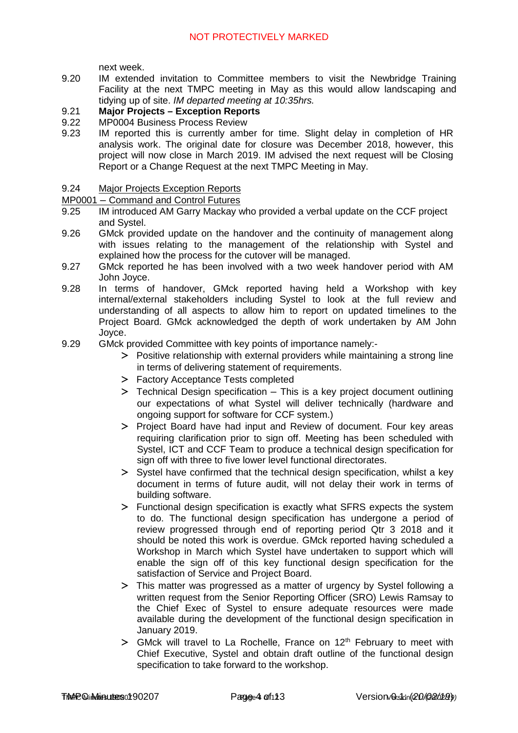next week.

9.20 IM extended invitation to Committee members to visit the Newbridge Training Facility at the next TMPC meeting in May as this would allow landscaping and tidying up of site. *IM departed meeting at 10:35hrs.*

9.21 **Major Projects – Exception Reports**

9.22 MP0004 Business Process Review

9.23 IM reported this is currently amber for time. Slight delay in completion of HR analysis work. The original date for closure was December 2018, however, this project will now close in March 2019. IM advised the next request will be Closing Report or a Change Request at the next TMPC Meeting in May.

9.24 Major Projects Exception Reports

MP0001 – Command and Control Futures

9.25 IM introduced AM Garry Mackay who provided a verbal update on the CCF project and Systel.

9.26 GMck provided update on the handover and the continuity of management along with issues relating to the management of the relationship with Systel and explained how the process for the cutover will be managed.

9.27 GMck reported he has been involved with a two week handover period with AM John Joyce.

9.28 In terms of handover, GMck reported having held a Workshop with key internal/external stakeholders including Systel to look at the full review and understanding of all aspects to allow him to report on updated timelines to the Project Board. GMck acknowledged the depth of work undertaken by AM John Joyce.

9.29 GMck provided Committee with key points of importance namely:-

- Positive relationship with external providers while maintaining a strong line in terms of delivering statement of requirements.
- Factory Acceptance Tests completed
- Technical Design specification – This is a key project document outlining our expectations of what Systel will deliver technically (hardware and ongoing support for software for CCF system.)
- Project Board have had input and Review of document. Four key areas requiring clarification prior to sign off. Meeting has been scheduled with Systel, ICT and CCF Team to produce a technical design specification for sign off with three to five lower level functional directorates.
- Systel have confirmed that the technical design specification, whilst a key document in terms of future audit, will not delay their work in terms of building software.
- Functional design specification is exactly what SFRS expects the system to do. The functional design specification has undergone a period of review progressed through end of reporting period Qtr 3 2018 and it should be noted this work is overdue. GMck reported having scheduled a Workshop in March which Systel have undertaken to support which will enable the sign off of this key functional design specification for the satisfaction of Service and Project Board.
- This matter was progressed as a matter of urgency by Systel following a written request from the Senior Reporting Officer (SRO) Lewis Ramsay to the Chief Exec of Systel to ensure adequate resources were made available during the development of the functional design specification in January 2019.
- GMck will travel to La Rochelle, France on 12th February to meet with Chief Executive, Systel and obtain draft outline of the functional design specification to take forward to the workshop.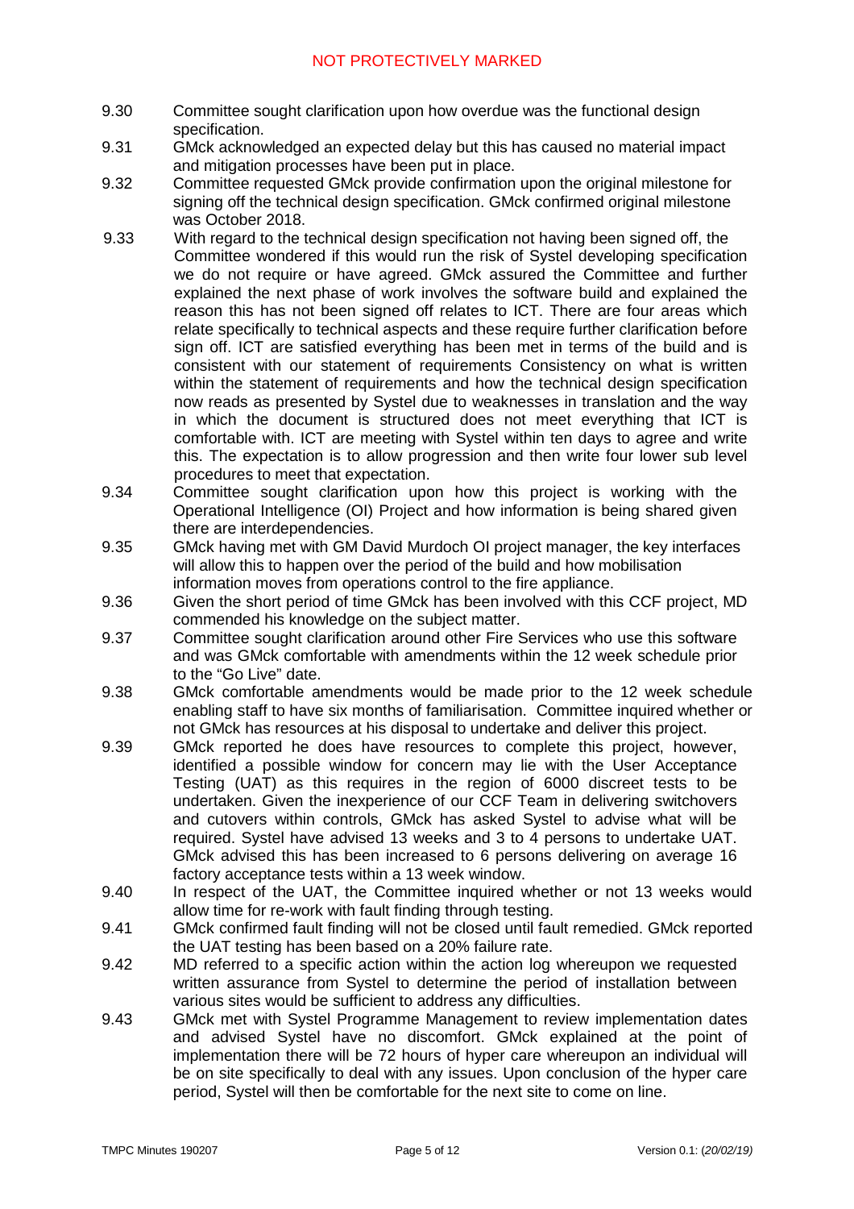9.30 Committee sought clarification upon how overdue was the functional design specification.

9.31 GMck acknowledged an expected delay but this has caused no material impact and mitigation processes have been put in place.

9.32 Committee requested GMck provide confirmation upon the original milestone for signing off the technical design specification. GMck confirmed original milestone was October 2018.

9.33 With regard to the technical design specification not having been signed off, the Committee wondered if this would run the risk of Systel developing specification we do not require or have agreed. GMck assured the Committee and further explained the next phase of work involves the software build and explained the reason this has not been signed off relates to ICT. There are four areas which relate specifically to technical aspects and these require further clarification before sign off. ICT are satisfied everything has been met in terms of the build and is consistent with our statement of requirements Consistency on what is written within the statement of requirements and how the technical design specification now reads as presented by Systel due to weaknesses in translation and the way in which the document is structured does not meet everything that ICT is comfortable with. ICT are meeting with Systel within ten days to agree and write this. The expectation is to allow progression and then write four lower sub level procedures to meet that expectation.

9.34 Committee sought clarification upon how this project is working with the Operational Intelligence (OI) Project and how information is being shared given there are interdependencies.

9.35 GMck having met with GM David Murdoch OI project manager, the key interfaces will allow this to happen over the period of the build and how mobilisation information moves from operations control to the fire appliance.

9.36 Given the short period of time GMck has been involved with this CCF project, MD commended his knowledge on the subject matter.

9.37 Committee sought clarification around other Fire Services who use this software and was GMck comfortable with amendments within the 12 week schedule prior to the "Go Live" date.

9.38 GMck comfortable amendments would be made prior to the 12 week schedule enabling staff to have six months of familiarisation. Committee inquired whether or not GMck has resources at his disposal to undertake and deliver this project.

9.39 GMck reported he does have resources to complete this project, however, identified a possible window for concern may lie with the User Acceptance Testing (UAT) as this requires in the region of 6000 discreet tests to be undertaken. Given the inexperience of our CCF Team in delivering switchovers and cutovers within controls, GMck has asked Systel to advise what will be required. Systel have advised 13 weeks and 3 to 4 persons to undertake UAT. GMck advised this has been increased to 6 persons delivering on average 16 factory acceptance tests within a 13 week window.

9.40 In respect of the UAT, the Committee inquired whether or not 13 weeks would allow time for re-work with fault finding through testing.

9.41 GMck confirmed fault finding will not be closed until fault remedied. GMck reported the UAT testing has been based on a 20% failure rate.

9.42 MD referred to a specific action within the action log whereupon we requested written assurance from Systel to determine the period of installation between various sites would be sufficient to address any difficulties.

9.43 GMck met with Systel Programme Management to review implementation dates and advised Systel have no discomfort. GMck explained at the point of implementation there will be 72 hours of hyper care whereupon an individual will be on site specifically to deal with any issues. Upon conclusion of the hyper care period, Systel will then be comfortable for the next site to come on line.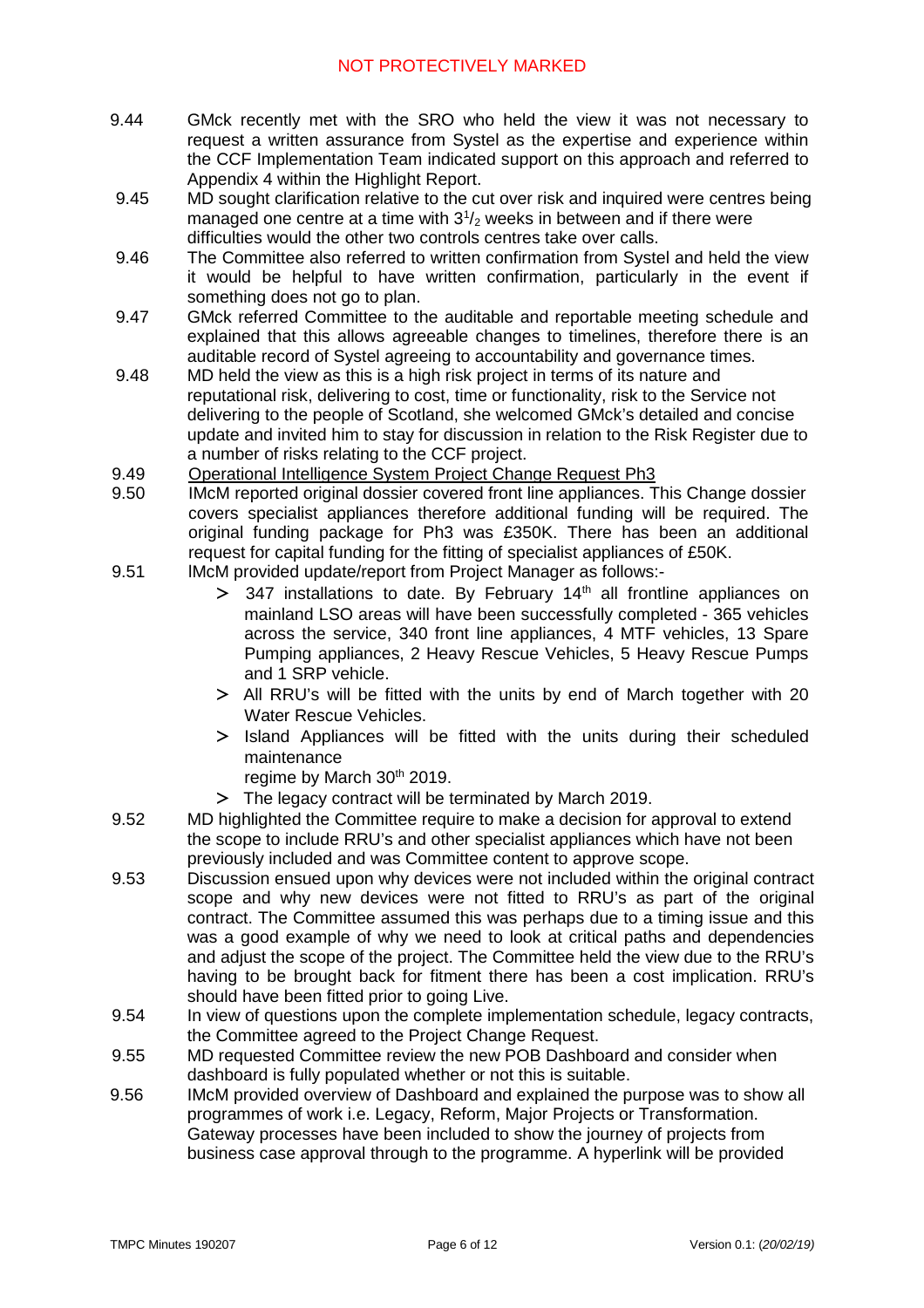9.44 GMck recently met with the SRO who held the view it was not necessary to request a written assurance from Systel as the expertise and experience within the CCF Implementation Team indicated support on this approach and referred to Appendix 4 within the Highlight Report.

9.45 MD sought clarification relative to the cut over risk and inquired were centres being managed one centre at a time with $3^1/_2$ weeks in between and if there were difficulties would the other two controls centres take over calls.

9.46 The Committee also referred to written confirmation from Systel and held the view it would be helpful to have written confirmation, particularly in the event if something does not go to plan.

9.47 GMck referred Committee to the auditable and reportable meeting schedule and explained that this allows agreeable changes to timelines, therefore there is an auditable record of Systel agreeing to accountability and governance times.

9.48 MD held the view as this is a high risk project in terms of its nature and reputational risk, delivering to cost, time or functionality, risk to the Service not delivering to the people of Scotland, she welcomed GMck's detailed and concise update and invited him to stay for discussion in relation to the Risk Register due to a number of risks relating to the CCF project.

9.49 Operational Intelligence System Project Change Request Ph3

9.50 IMcM reported original dossier covered front line appliances. This Change dossier covers specialist appliances therefore additional funding will be required. The original funding package for Ph3 was £350K. There has been an additional request for capital funding for the fitting of specialist appliances of £50K.

9.51 IMcM provided update/report from Project Manager as follows:-

- 347 installations to date. By February 14th all frontline appliances on mainland LSO areas will have been successfully completed - 365 vehicles across the service, 340 front line appliances, 4 MTF vehicles, 13 Spare Pumping appliances, 2 Heavy Rescue Vehicles, 5 Heavy Rescue Pumps and 1 SRP vehicle.
- All RRU's will be fitted with the units by end of March together with 20 Water Rescue Vehicles.
- Island Appliances will be fitted with the units during their scheduled maintenance regime by March 30th 2019.
- The legacy contract will be terminated by March 2019.

9.52 MD highlighted the Committee require to make a decision for approval to extend the scope to include RRU's and other specialist appliances which have not been previously included and was Committee content to approve scope.

9.53 Discussion ensued upon why devices were not included within the original contract scope and why new devices were not fitted to RRU's as part of the original contract. The Committee assumed this was perhaps due to a timing issue and this was a good example of why we need to look at critical paths and dependencies and adjust the scope of the project. The Committee held the view due to the RRU's having to be brought back for fitment there has been a cost implication. RRU's should have been fitted prior to going Live.

9.54 In view of questions upon the complete implementation schedule, legacy contracts, the Committee agreed to the Project Change Request.

9.55 MD requested Committee review the new POB Dashboard and consider when dashboard is fully populated whether or not this is suitable.

9.56 IMcM provided overview of Dashboard and explained the purpose was to show all programmes of work i.e. Legacy, Reform, Major Projects or Transformation. Gateway processes have been included to show the journey of projects from business case approval through to the programme. A hyperlink will be provided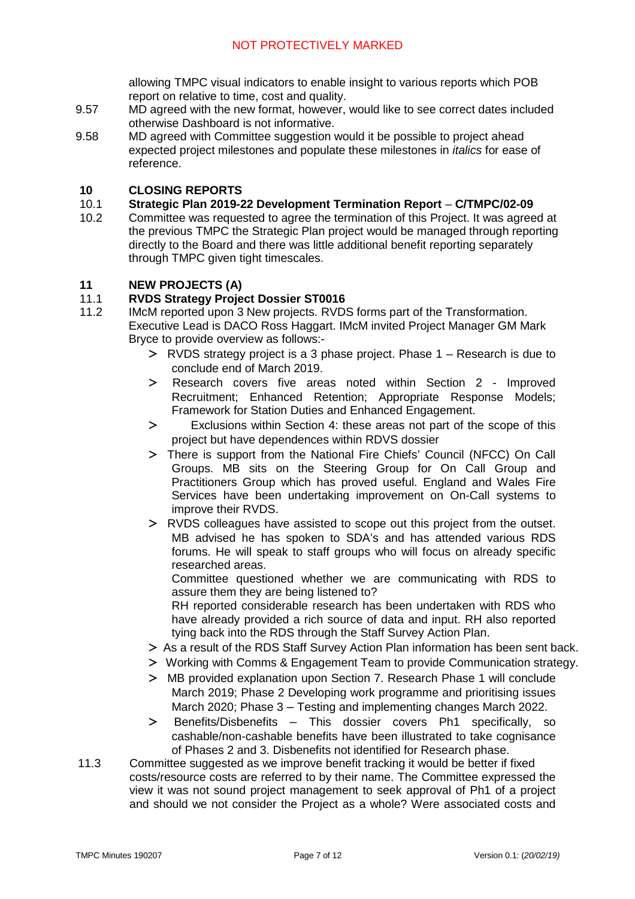allowing TMPC visual indicators to enable insight to various reports which POB report on relative to time, cost and quality.

9.57 MD agreed with the new format, however, would like to see correct dates included otherwise Dashboard is not informative.

9.58 MD agreed with Committee suggestion would it be possible to project ahead expected project milestones and populate these milestones in *italics* for ease of reference.

## 10 CLOSING REPORTS

### 10.1 Strategic Plan 2019-22 Development Termination Report – C/TMPC/02-09

10.2 Committee was requested to agree the termination of this Project. It was agreed at the previous TMPC the Strategic Plan project would be managed through reporting directly to the Board and there was little additional benefit reporting separately through TMPC given tight timescales.

## 11 NEW PROJECTS (A)

### 11.1 RVDS Strategy Project Dossier ST0016

11.2 IMcM reported upon 3 New projects. RVDS forms part of the Transformation. Executive Lead is DACO Ross Haggart. IMcM invited Project Manager GM Mark Bryce to provide overview as follows:-

- RVDS strategy project is a 3 phase project. Phase 1 – Research is due to conclude end of March 2019.
- Research covers five areas noted within Section 2 - Improved Recruitment; Enhanced Retention; Appropriate Response Models; Framework for Station Duties and Enhanced Engagement.
- Exclusions within Section 4: these areas not part of the scope of this project but have dependences within RDVS dossier
- There is support from the National Fire Chiefs' Council (NFCC) On Call Groups. MB sits on the Steering Group for On Call Group and Practitioners Group which has proved useful. England and Wales Fire Services have been undertaking improvement on On-Call systems to improve their RVDS.
- RVDS colleagues have assisted to scope out this project from the outset. MB advised he has spoken to SDA's and has attended various RDS forums. He will speak to staff groups who will focus on already specific researched areas.

  Committee questioned whether we are communicating with RDS to assure them they are being listened to?

  RH reported considerable research has been undertaken with RDS who have already provided a rich source of data and input. RH also reported tying back into the RDS through the Staff Survey Action Plan.
- As a result of the RDS Staff Survey Action Plan information has been sent back.
- Working with Comms & Engagement Team to provide Communication strategy.
- MB provided explanation upon Section 7. Research Phase 1 will conclude March 2019; Phase 2 Developing work programme and prioritising issues March 2020; Phase 3 – Testing and implementing changes March 2022.
- Benefits/Disbenefits – This dossier covers Ph1 specifically, so cashable/non-cashable benefits have been illustrated to take cognisance of Phases 2 and 3. Disbenefits not identified for Research phase.

11.3 Committee suggested as we improve benefit tracking it would be better if fixed costs/resource costs are referred to by their name. The Committee expressed the view it was not sound project management to seek approval of Ph1 of a project and should we not consider the Project as a whole? Were associated costs and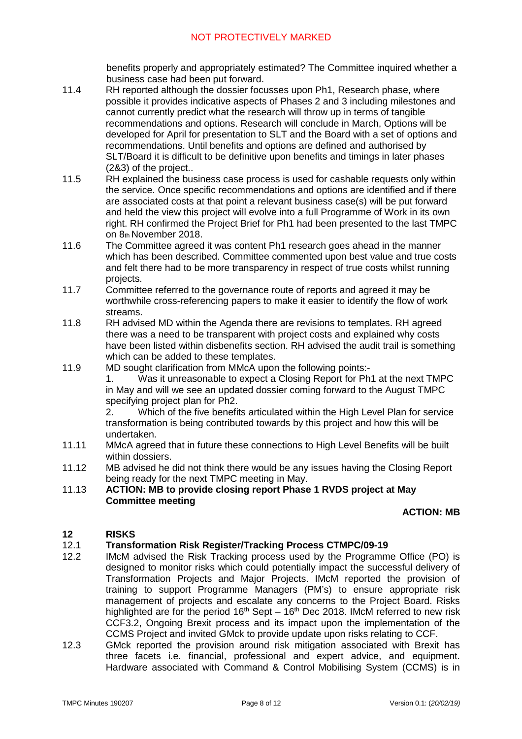benefits properly and appropriately estimated? The Committee inquired whether a business case had been put forward.

11.4 RH reported although the dossier focusses upon Ph1, Research phase, where possible it provides indicative aspects of Phases 2 and 3 including milestones and cannot currently predict what the research will throw up in terms of tangible recommendations and options. Research will conclude in March, Options will be developed for April for presentation to SLT and the Board with a set of options and recommendations. Until benefits and options are defined and authorised by SLT/Board it is difficult to be definitive upon benefits and timings in later phases (2&3) of the project..

11.5 RH explained the business case process is used for cashable requests only within the service. Once specific recommendations and options are identified and if there are associated costs at that point a relevant business case(s) will be put forward and held the view this project will evolve into a full Programme of Work in its own right. RH confirmed the Project Brief for Ph1 had been presented to the last TMPC on 8th November 2018.

11.6 The Committee agreed it was content Ph1 research goes ahead in the manner which has been described. Committee commented upon best value and true costs and felt there had to be more transparency in respect of true costs whilst running projects.

11.7 Committee referred to the governance route of reports and agreed it may be worthwhile cross-referencing papers to make it easier to identify the flow of work streams.

11.8 RH advised MD within the Agenda there are revisions to templates. RH agreed there was a need to be transparent with project costs and explained why costs have been listed within disbenefits section. RH advised the audit trail is something which can be added to these templates.

11.9 MD sought clarification from MMcA upon the following points:-

1. Was it unreasonable to expect a Closing Report for Ph1 at the next TMPC in May and will we see an updated dossier coming forward to the August TMPC specifying project plan for Ph2.
2. Which of the five benefits articulated within the High Level Plan for service transformation is being contributed towards by this project and how this will be undertaken.

11.11 MMcA agreed that in future these connections to High Level Benefits will be built within dossiers.

11.12 MB advised he did not think there would be any issues having the Closing Report being ready for the next TMPC meeting in May.

11.13 **ACTION: MB to provide closing report Phase 1 RVDS project at May Committee meeting**

**ACTION: MB**

## 12 RISKS

### 12.1 Transformation Risk Register/Tracking Process CTMPC/09-19

12.2 IMcM advised the Risk Tracking process used by the Programme Office (PO) is designed to monitor risks which could potentially impact the successful delivery of Transformation Projects and Major Projects. IMcM reported the provision of training to support Programme Managers (PM's) to ensure appropriate risk management of projects and escalate any concerns to the Project Board. Risks highlighted are for the period 16th Sept – 16th Dec 2018. IMcM referred to new risk CCF3.2, Ongoing Brexit process and its impact upon the implementation of the CCMS Project and invited GMck to provide update upon risks relating to CCF.

12.3 GMck reported the provision around risk mitigation associated with Brexit has three facets i.e. financial, professional and expert advice, and equipment. Hardware associated with Command & Control Mobilising System (CCMS) is in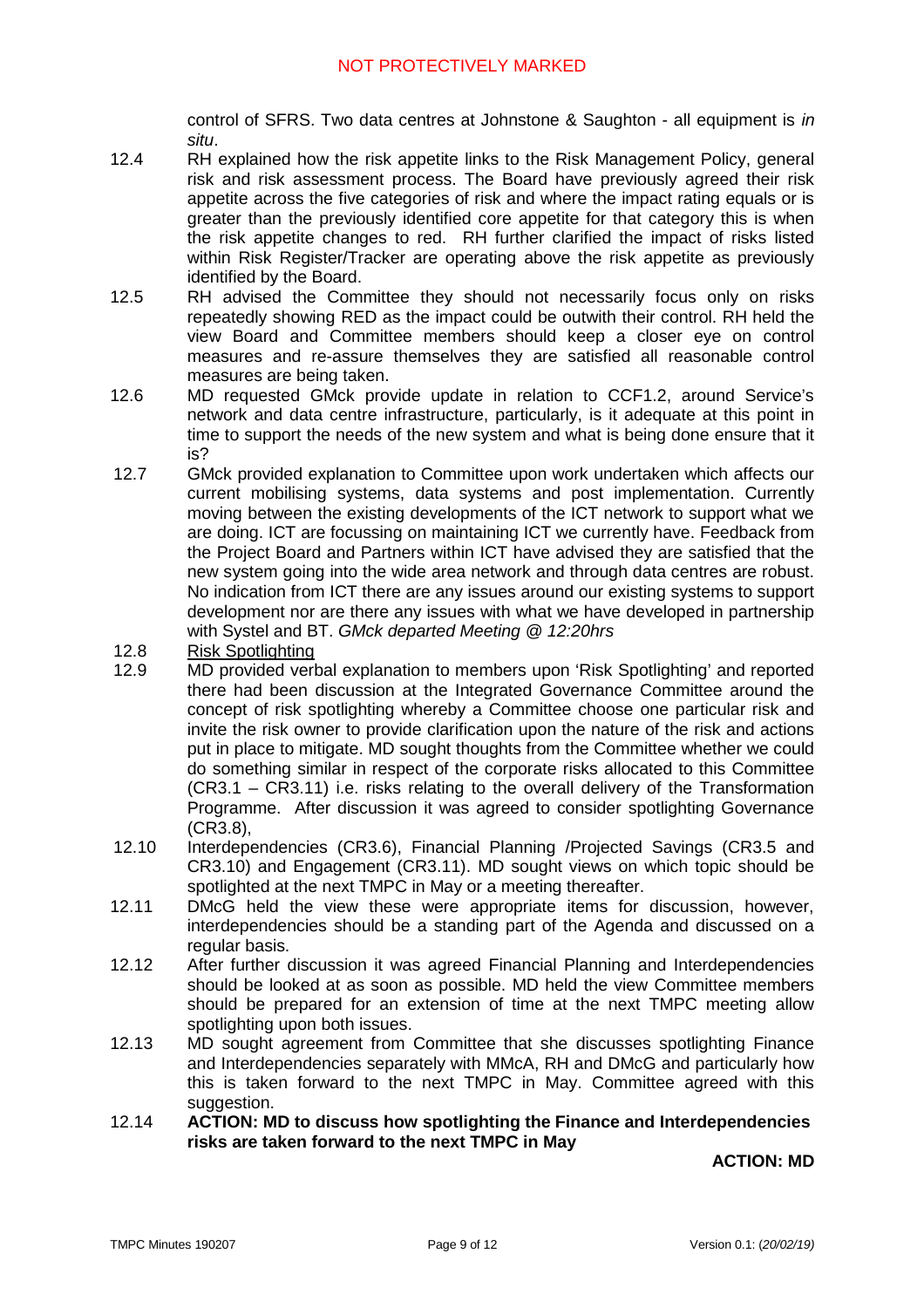control of SFRS. Two data centres at Johnstone & Saughton - all equipment is *in situ*.

12.4 RH explained how the risk appetite links to the Risk Management Policy, general risk and risk assessment process. The Board have previously agreed their risk appetite across the five categories of risk and where the impact rating equals or is greater than the previously identified core appetite for that category this is when the risk appetite changes to red. RH further clarified the impact of risks listed within Risk Register/Tracker are operating above the risk appetite as previously identified by the Board.

12.5 RH advised the Committee they should not necessarily focus only on risks repeatedly showing RED as the impact could be outwith their control. RH held the view Board and Committee members should keep a closer eye on control measures and re-assure themselves they are satisfied all reasonable control measures are being taken.

12.6 MD requested GMck provide update in relation to CCF1.2, around Service's network and data centre infrastructure, particularly, is it adequate at this point in time to support the needs of the new system and what is being done ensure that it is?

12.7 GMck provided explanation to Committee upon work undertaken which affects our current mobilising systems, data systems and post implementation. Currently moving between the existing developments of the ICT network to support what we are doing. ICT are focussing on maintaining ICT we currently have. Feedback from the Project Board and Partners within ICT have advised they are satisfied that the new system going into the wide area network and through data centres are robust. No indication from ICT there are any issues around our existing systems to support development nor are there any issues with what we have developed in partnership with Systel and BT. *GMck departed Meeting @ 12:20hrs*

12.8 <u>Risk Spotlighting</u>

12.9 MD provided verbal explanation to members upon 'Risk Spotlighting' and reported there had been discussion at the Integrated Governance Committee around the concept of risk spotlighting whereby a Committee choose one particular risk and invite the risk owner to provide clarification upon the nature of the risk and actions put in place to mitigate. MD sought thoughts from the Committee whether we could do something similar in respect of the corporate risks allocated to this Committee (CR3.1 – CR3.11) i.e. risks relating to the overall delivery of the Transformation Programme. After discussion it was agreed to consider spotlighting Governance (CR3.8),

12.10 Interdependencies (CR3.6), Financial Planning /Projected Savings (CR3.5 and CR3.10) and Engagement (CR3.11). MD sought views on which topic should be spotlighted at the next TMPC in May or a meeting thereafter.

12.11 DMcG held the view these were appropriate items for discussion, however, interdependencies should be a standing part of the Agenda and discussed on a regular basis.

12.12 After further discussion it was agreed Financial Planning and Interdependencies should be looked at as soon as possible. MD held the view Committee members should be prepared for an extension of time at the next TMPC meeting allow spotlighting upon both issues.

12.13 MD sought agreement from Committee that she discusses spotlighting Finance and Interdependencies separately with MMcA, RH and DMcG and particularly how this is taken forward to the next TMPC in May. Committee agreed with this suggestion.

12.14 **ACTION: MD to discuss how spotlighting the Finance and Interdependencies risks are taken forward to the next TMPC in May**

**ACTION: MD**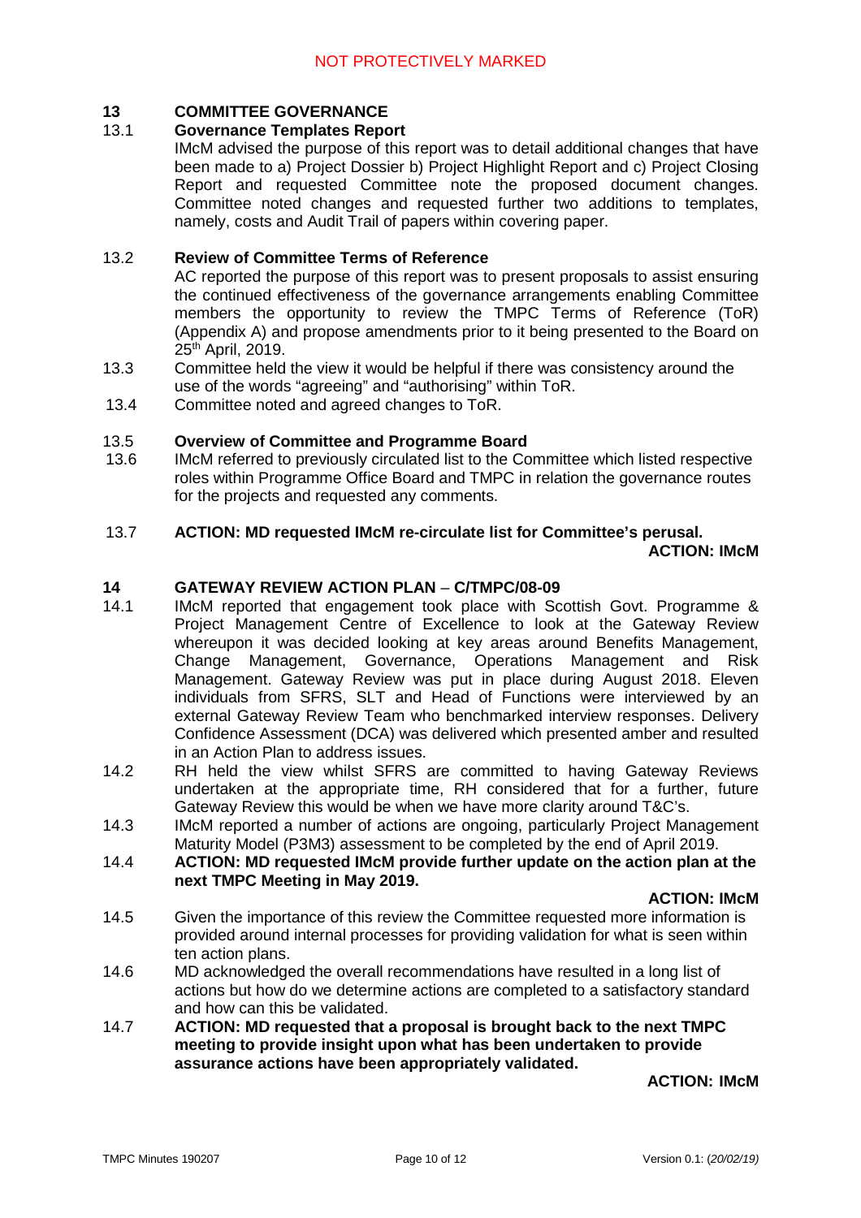## 13 COMMITTEE GOVERNANCE

### 13.1 Governance Templates Report

IMcM advised the purpose of this report was to detail additional changes that have been made to a) Project Dossier b) Project Highlight Report and c) Project Closing Report and requested Committee note the proposed document changes. Committee noted changes and requested further two additions to templates, namely, costs and Audit Trail of papers within covering paper.

### 13.2 Review of Committee Terms of Reference

AC reported the purpose of this report was to present proposals to assist ensuring the continued effectiveness of the governance arrangements enabling Committee members the opportunity to review the TMPC Terms of Reference (ToR) (Appendix A) and propose amendments prior to it being presented to the Board on 25th April, 2019.

13.3 Committee held the view it would be helpful if there was consistency around the use of the words "agreeing" and "authorising" within ToR.

13.4 Committee noted and agreed changes to ToR.

### 13.5 Overview of Committee and Programme Board

13.6 IMcM referred to previously circulated list to the Committee which listed respective roles within Programme Office Board and TMPC in relation the governance routes for the projects and requested any comments.

13.7 **ACTION: MD requested IMcM re-circulate list for Committee's perusal.**

**ACTION: IMcM**

## 14 GATEWAY REVIEW ACTION PLAN – C/TMPC/08-09

14.1 IMcM reported that engagement took place with Scottish Govt. Programme & Project Management Centre of Excellence to look at the Gateway Review whereupon it was decided looking at key areas around Benefits Management, Change Management, Governance, Operations Management and Risk Management. Gateway Review was put in place during August 2018. Eleven individuals from SFRS, SLT and Head of Functions were interviewed by an external Gateway Review Team who benchmarked interview responses. Delivery Confidence Assessment (DCA) was delivered which presented amber and resulted in an Action Plan to address issues.

14.2 RH held the view whilst SFRS are committed to having Gateway Reviews undertaken at the appropriate time, RH considered that for a further, future Gateway Review this would be when we have more clarity around T&C's.

14.3 IMcM reported a number of actions are ongoing, particularly Project Management Maturity Model (P3M3) assessment to be completed by the end of April 2019.

14.4 **ACTION: MD requested IMcM provide further update on the action plan at the next TMPC Meeting in May 2019.**

**ACTION: IMcM**

14.5 Given the importance of this review the Committee requested more information is provided around internal processes for providing validation for what is seen within ten action plans.

14.6 MD acknowledged the overall recommendations have resulted in a long list of actions but how do we determine actions are completed to a satisfactory standard and how can this be validated.

14.7 **ACTION: MD requested that a proposal is brought back to the next TMPC meeting to provide insight upon what has been undertaken to provide assurance actions have been appropriately validated.**

**ACTION: IMcM**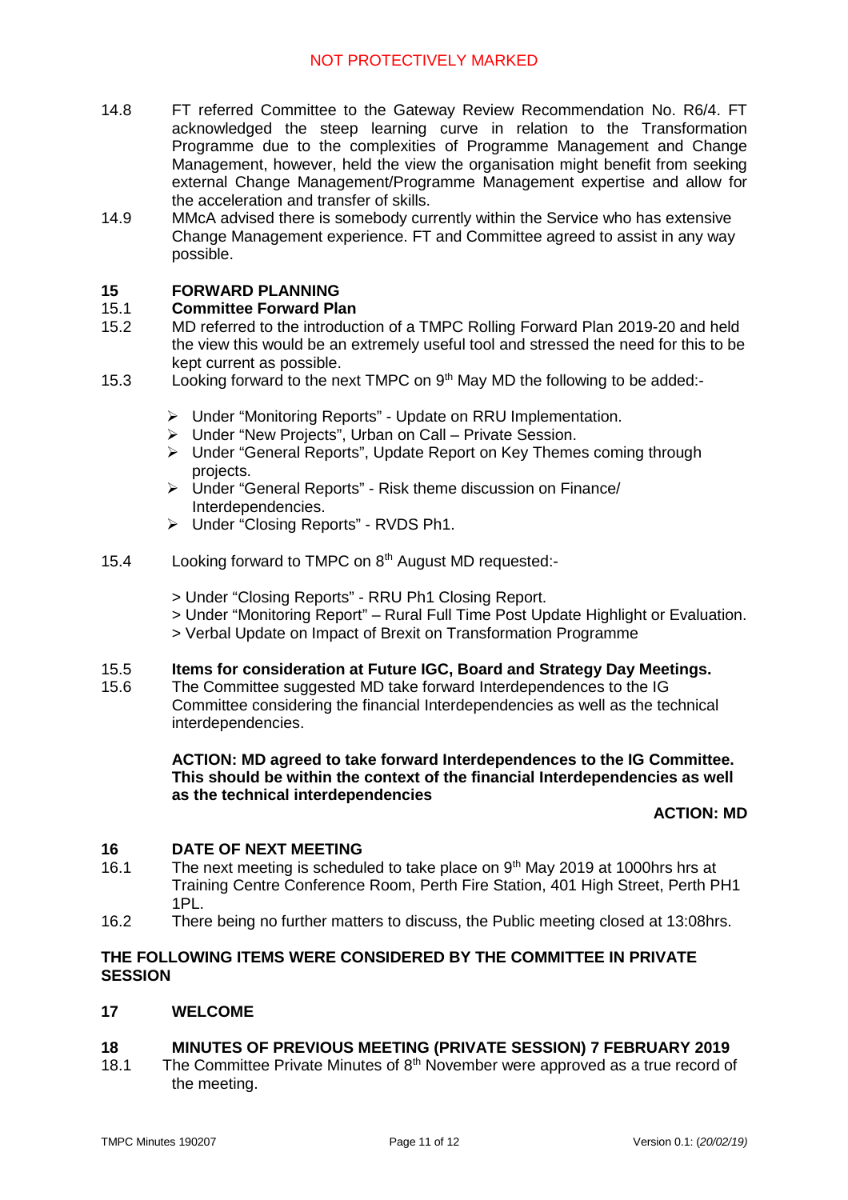14.8 FT referred Committee to the Gateway Review Recommendation No. R6/4. FT acknowledged the steep learning curve in relation to the Transformation Programme due to the complexities of Programme Management and Change Management, however, held the view the organisation might benefit from seeking external Change Management/Programme Management expertise and allow for the acceleration and transfer of skills.

14.9 MMcA advised there is somebody currently within the Service who has extensive Change Management experience. FT and Committee agreed to assist in any way possible.

## 15 FORWARD PLANNING

**15.1 Committee Forward Plan**

15.2 MD referred to the introduction of a TMPC Rolling Forward Plan 2019-20 and held the view this would be an extremely useful tool and stressed the need for this to be kept current as possible.

15.3 Looking forward to the next TMPC on 9th May MD the following to be added:-

- Under "Monitoring Reports" - Update on RRU Implementation.
- Under "New Projects", Urban on Call – Private Session.
- Under "General Reports", Update Report on Key Themes coming through projects.
- Under "General Reports" - Risk theme discussion on Finance/ Interdependencies.
- Under "Closing Reports" - RVDS Ph1.

15.4 Looking forward to TMPC on 8th August MD requested:-

> Under "Closing Reports" - RRU Ph1 Closing Report.
> Under "Monitoring Report" – Rural Full Time Post Update Highlight or Evaluation.
> Verbal Update on Impact of Brexit on Transformation Programme

**15.5 Items for consideration at Future IGC, Board and Strategy Day Meetings.**

15.6 The Committee suggested MD take forward Interdependences to the IG Committee considering the financial Interdependencies as well as the technical interdependencies.

**ACTION: MD agreed to take forward Interdependences to the IG Committee. This should be within the context of the financial Interdependencies as well as the technical interdependencies**

**ACTION: MD**

## 16 DATE OF NEXT MEETING

16.1 The next meeting is scheduled to take place on 9th May 2019 at 1000hrs hrs at Training Centre Conference Room, Perth Fire Station, 401 High Street, Perth PH1 1PL.

16.2 There being no further matters to discuss, the Public meeting closed at 13:08hrs.

**THE FOLLOWING ITEMS WERE CONSIDERED BY THE COMMITTEE IN PRIVATE SESSION**

## 17 WELCOME

## 18 MINUTES OF PREVIOUS MEETING (PRIVATE SESSION) 7 FEBRUARY 2019

18.1 The Committee Private Minutes of 8th November were approved as a true record of the meeting.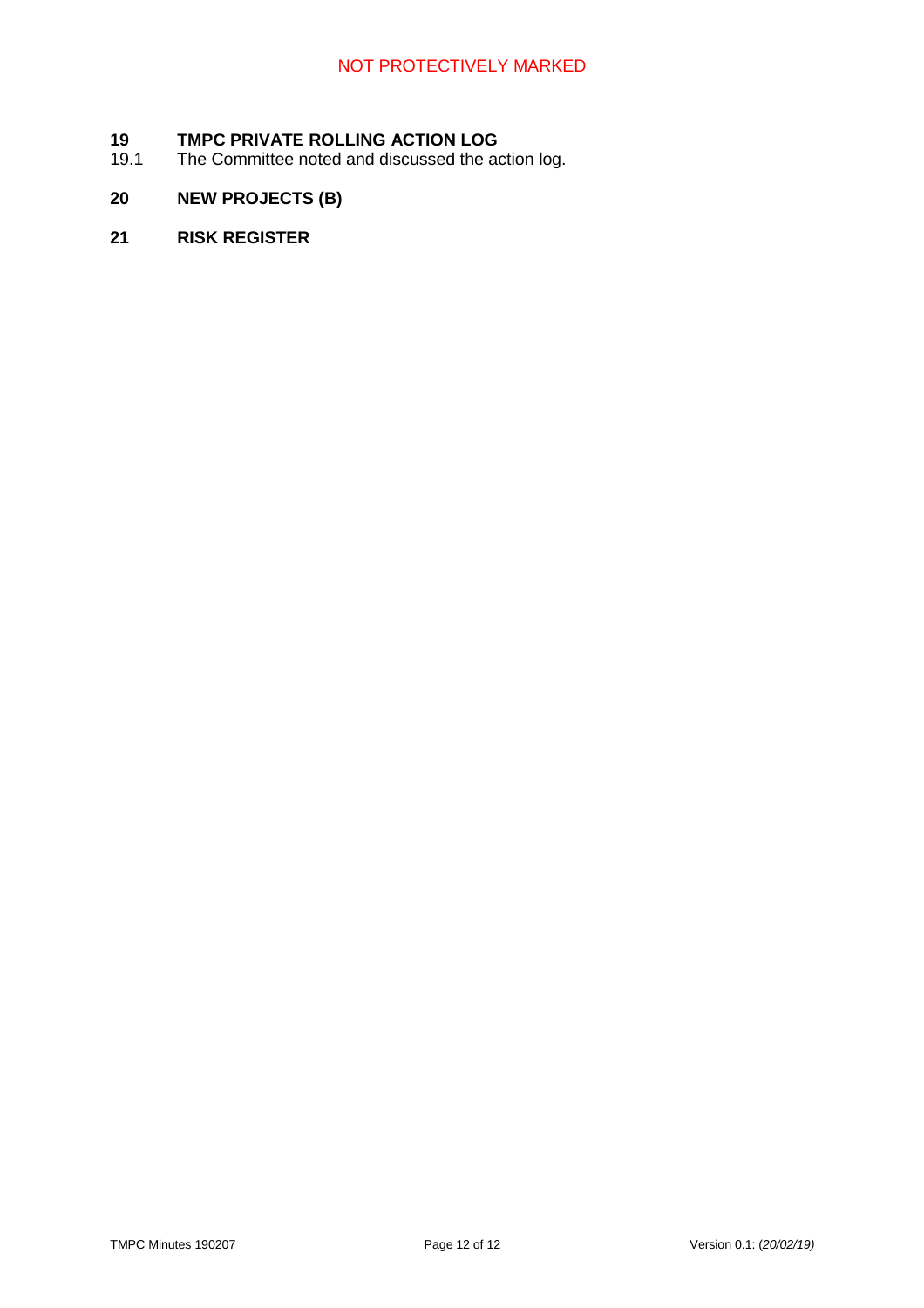NOT PROTECTIVELY MARKED

**19 TMPC PRIVATE ROLLING ACTION LOG**

19.1 The Committee noted and discussed the action log.

**20 NEW PROJECTS (B)**

**21 RISK REGISTER**